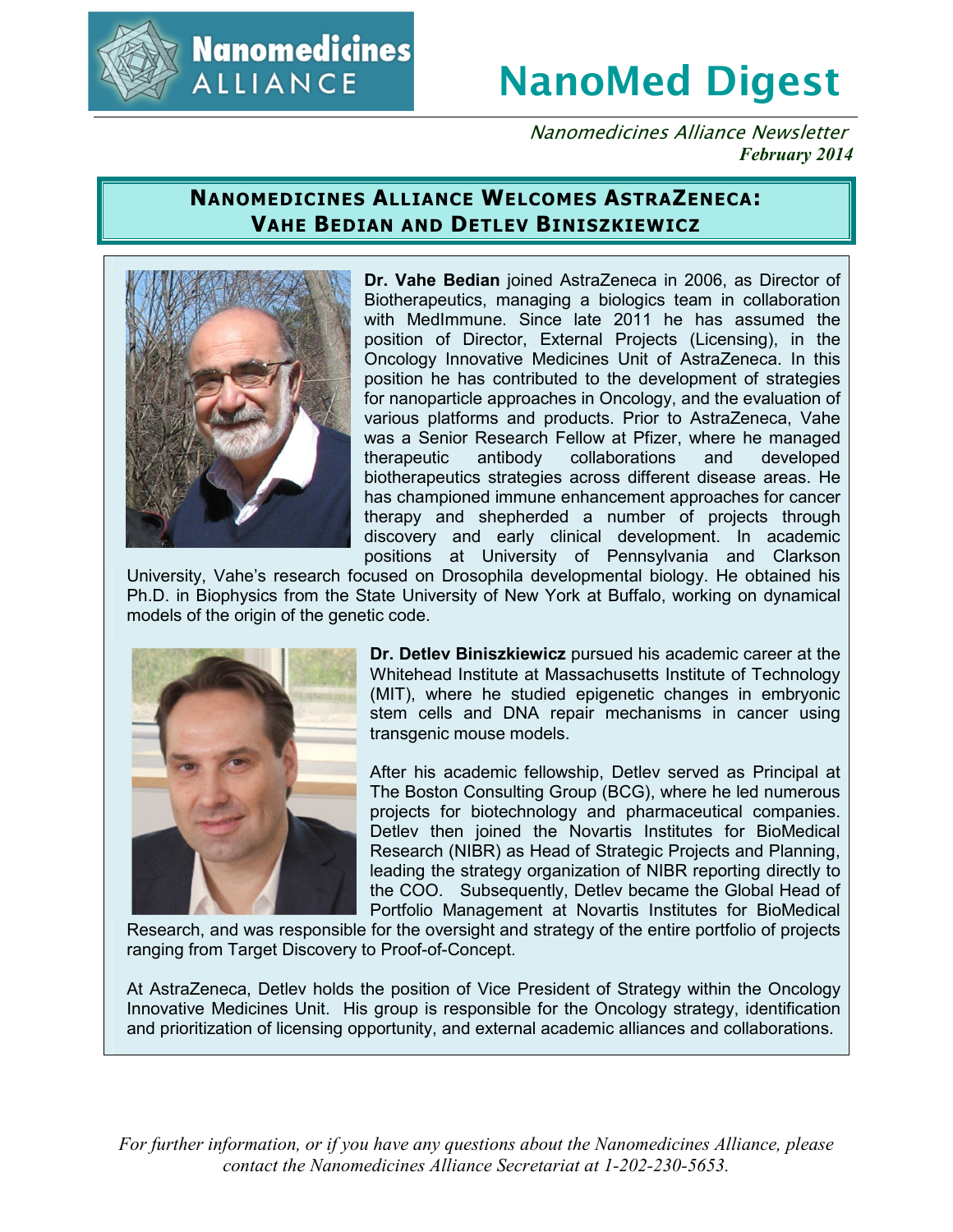# NanoMed Digest

*Nanomedicines Alliance Newsletter*
***February 2014***

## Nanomedicines Alliance Welcomes AstraZeneca: Vahe Bedian and Detlev Biniszkiewicz

**Dr. Vahe Bedian** joined AstraZeneca in 2006, as Director of Biotherapeutics, managing a biologics team in collaboration with MedImmune. Since late 2011 he has assumed the position of Director, External Projects (Licensing), in the Oncology Innovative Medicines Unit of AstraZeneca. In this position he has contributed to the development of strategies for nanoparticle approaches in Oncology, and the evaluation of various platforms and products. Prior to AstraZeneca, Vahe was a Senior Research Fellow at Pfizer, where he managed therapeutic antibody collaborations and developed biotherapeutics strategies across different disease areas. He has championed immune enhancement approaches for cancer therapy and shepherded a number of projects through discovery and early clinical development. In academic positions at University of Pennsylvania and Clarkson University, Vahe's research focused on Drosophila developmental biology. He obtained his Ph.D. in Biophysics from the State University of New York at Buffalo, working on dynamical models of the origin of the genetic code.

**Dr. Detlev Biniszkiewicz** pursued his academic career at the Whitehead Institute at Massachusetts Institute of Technology (MIT), where he studied epigenetic changes in embryonic stem cells and DNA repair mechanisms in cancer using transgenic mouse models.

After his academic fellowship, Detlev served as Principal at The Boston Consulting Group (BCG), where he led numerous projects for biotechnology and pharmaceutical companies. Detlev then joined the Novartis Institutes for BioMedical Research (NIBR) as Head of Strategic Projects and Planning, leading the strategy organization of NIBR reporting directly to the COO. Subsequently, Detlev became the Global Head of Portfolio Management at Novartis Institutes for BioMedical Research, and was responsible for the oversight and strategy of the entire portfolio of projects ranging from Target Discovery to Proof-of-Concept.

At AstraZeneca, Detlev holds the position of Vice President of Strategy within the Oncology Innovative Medicines Unit. His group is responsible for the Oncology strategy, identification and prioritization of licensing opportunity, and external academic alliances and collaborations.

*For further information, or if you have any questions about the Nanomedicines Alliance, please contact the Nanomedicines Alliance Secretariat at 1-202-230-5653.*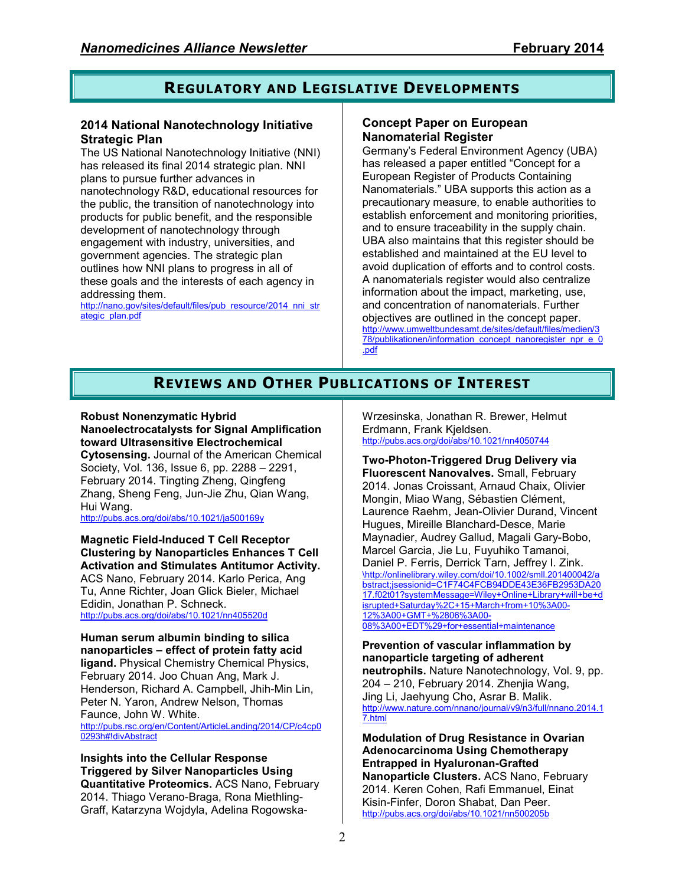## Regulatory and Legislative Developments

**2014 National Nanotechnology Initiative Strategic Plan**

The US National Nanotechnology Initiative (NNI) has released its final 2014 strategic plan. NNI plans to pursue further advances in nanotechnology R&D, educational resources for the public, the transition of nanotechnology into products for public benefit, and the responsible development of nanotechnology through engagement with industry, universities, and government agencies. The strategic plan outlines how NNI plans to progress in all of these goals and the interests of each agency in addressing them.

http://nano.gov/sites/default/files/pub_resource/2014_nni_strategic_plan.pdf

**Concept Paper on European Nanomaterial Register**

Germany's Federal Environment Agency (UBA) has released a paper entitled "Concept for a European Register of Products Containing Nanomaterials." UBA supports this action as a precautionary measure, to enable authorities to establish enforcement and monitoring priorities, and to ensure traceability in the supply chain. UBA also maintains that this register should be established and maintained at the EU level to avoid duplication of efforts and to control costs. A nanomaterials register would also centralize information about the impact, marketing, use, and concentration of nanomaterials. Further objectives are outlined in the concept paper.

http://www.umweltbundesamt.de/sites/default/files/medien/378/publikationen/information_concept_nanoregister_npr_e_0.pdf

## Reviews and Other Publications of Interest

**Robust Nonenzymatic Hybrid Nanoelectrocatalysts for Signal Amplification toward Ultrasensitive Electrochemical Cytosensing.** Journal of the American Chemical Society, Vol. 136, Issue 6, pp. 2288 – 2291, February 2014. Tingting Zheng, Qingfeng Zhang, Sheng Feng, Jun-Jie Zhu, Qian Wang, Hui Wang.

http://pubs.acs.org/doi/abs/10.1021/ja500169y

**Magnetic Field-Induced T Cell Receptor Clustering by Nanoparticles Enhances T Cell Activation and Stimulates Antitumor Activity.** ACS Nano, February 2014. Karlo Perica, Ang Tu, Anne Richter, Joan Glick Bieler, Michael Edidin, Jonathan P. Schneck.

http://pubs.acs.org/doi/abs/10.1021/nn405520d

**Human serum albumin binding to silica nanoparticles – effect of protein fatty acid ligand.** Physical Chemistry Chemical Physics, February 2014. Joo Chuan Ang, Mark J. Henderson, Richard A. Campbell, Jhih-Min Lin, Peter N. Yaron, Andrew Nelson, Thomas Faunce, John W. White.

http://pubs.rsc.org/en/Content/ArticleLanding/2014/CP/c4cp00293h#!divAbstract

**Insights into the Cellular Response Triggered by Silver Nanoparticles Using Quantitative Proteomics.** ACS Nano, February 2014. Thiago Verano-Braga, Rona Miethling-Graff, Katarzyna Wojdyla, Adelina Rogowska-Wrzesinska, Jonathan R. Brewer, Helmut Erdmann, Frank Kjeldsen.

http://pubs.acs.org/doi/abs/10.1021/nn4050744

**Two-Photon-Triggered Drug Delivery via Fluorescent Nanovalves.** Small, February 2014. Jonas Croissant, Arnaud Chaix, Olivier Mongin, Miao Wang, Sébastien Clément, Laurence Raehm, Jean-Olivier Durand, Vincent Hugues, Mireille Blanchard-Desce, Marie Maynadier, Audrey Gallud, Magali Gary-Bobo, Marcel Garcia, Jie Lu, Fuyuhiko Tamanoi, Daniel P. Ferris, Derrick Tarn, Jeffrey I. Zink.

\http://onlinelibrary.wiley.com/doi/10.1002/smll.201400042/abstract;jsessionid=C1F74C4FCB94DDE43E36FB2953DA2017.f02t01?systemMessage=Wiley+Online+Library+will+be+disrupted+Saturday%2C+15+March+from+10%3A00-12%3A00+GMT+%2806%3A00-08%3A00+EDT%29+for+essential+maintenance

**Prevention of vascular inflammation by nanoparticle targeting of adherent neutrophils.** Nature Nanotechnology, Vol. 9, pp. 204 – 210, February 2014. Zhenjia Wang, Jing Li, Jaehyung Cho, Asrar B. Malik.

http://www.nature.com/nnano/journal/v9/n3/full/nnano.2014.17.html

**Modulation of Drug Resistance in Ovarian Adenocarcinoma Using Chemotherapy Entrapped in Hyaluronan-Grafted Nanoparticle Clusters.** ACS Nano, February 2014. Keren Cohen, Rafi Emmanuel, Einat Kisin-Finfer, Doron Shabat, Dan Peer.

http://pubs.acs.org/doi/abs/10.1021/nn500205b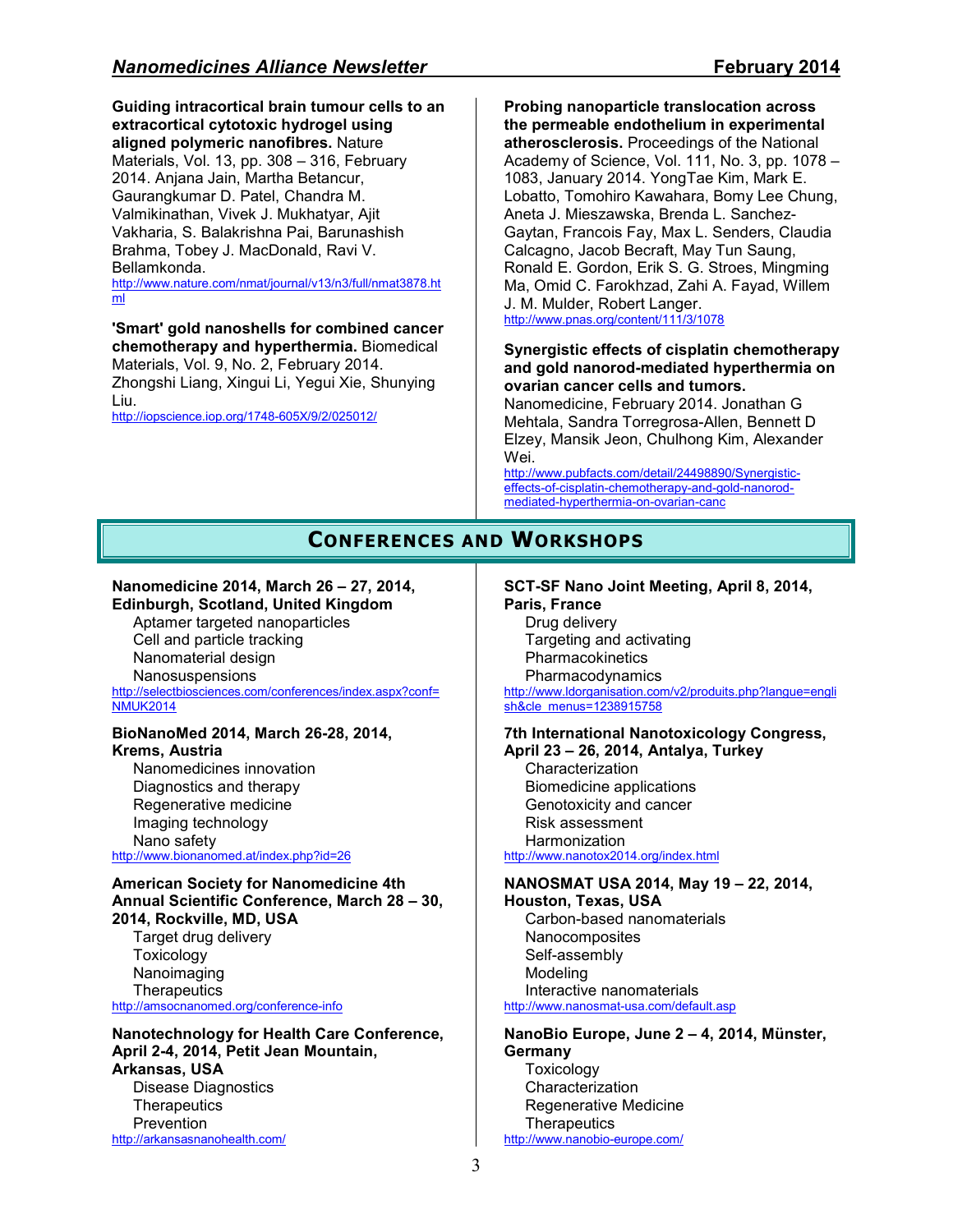**Guiding intracortical brain tumour cells to an extracortical cytotoxic hydrogel using aligned polymeric nanofibres.** Nature Materials, Vol. 13, pp. 308 – 316, February 2014. Anjana Jain, Martha Betancur, Gaurangkumar D. Patel, Chandra M. Valmikinathan, Vivek J. Mukhatyar, Ajit Vakharia, S. Balakrishna Pai, Barunashish Brahma, Tobey J. MacDonald, Ravi V. Bellamkonda.
http://www.nature.com/nmat/journal/v13/n3/full/nmat3878.html

**'Smart' gold nanoshells for combined cancer chemotherapy and hyperthermia.** Biomedical Materials, Vol. 9, No. 2, February 2014. Zhongshi Liang, Xingui Li, Yegui Xie, Shunying Liu.
http://iopscience.iop.org/1748-605X/9/2/025012/

**Probing nanoparticle translocation across the permeable endothelium in experimental atherosclerosis.** Proceedings of the National Academy of Science, Vol. 111, No. 3, pp. 1078 – 1083, January 2014. YongTae Kim, Mark E. Lobatto, Tomohiro Kawahara, Bomy Lee Chung, Aneta J. Mieszawska, Brenda L. Sanchez-Gaytan, Francois Fay, Max L. Senders, Claudia Calcagno, Jacob Becraft, May Tun Saung, Ronald E. Gordon, Erik S. G. Stroes, Mingming Ma, Omid C. Farokhzad, Zahi A. Fayad, Willem J. M. Mulder, Robert Langer.
http://www.pnas.org/content/111/3/1078

**Synergistic effects of cisplatin chemotherapy and gold nanorod-mediated hyperthermia on ovarian cancer cells and tumors.** Nanomedicine, February 2014. Jonathan G Mehtala, Sandra Torregrosa-Allen, Bennett D Elzey, Mansik Jeon, Chulhong Kim, Alexander Wei.
http://www.pubfacts.com/detail/24498890/Synergistic-effects-of-cisplatin-chemotherapy-and-gold-nanorod-mediated-hyperthermia-on-ovarian-canc

## Conferences and Workshops

**Nanomedicine 2014, March 26 – 27, 2014, Edinburgh, Scotland, United Kingdom**
- Aptamer targeted nanoparticles
- Cell and particle tracking
- Nanomaterial design
- Nanosuspensions

http://selectbiosciences.com/conferences/index.aspx?conf=NMUK2014

**BioNanoMed 2014, March 26-28, 2014, Krems, Austria**
- Nanomedicines innovation
- Diagnostics and therapy
- Regenerative medicine
- Imaging technology
- Nano safety

http://www.bionanomed.at/index.php?id=26

**American Society for Nanomedicine 4th Annual Scientific Conference, March 28 – 30, 2014, Rockville, MD, USA**
- Target drug delivery
- Toxicology
- Nanoimaging
- Therapeutics

http://amsocnanomed.org/conference-info

**Nanotechnology for Health Care Conference, April 2-4, 2014, Petit Jean Mountain, Arkansas, USA**
- Disease Diagnostics
- Therapeutics
- Prevention

http://arkansasnanohealth.com/

**SCT-SF Nano Joint Meeting, April 8, 2014, Paris, France**
- Drug delivery
- Targeting and activating
- Pharmacokinetics
- Pharmacodynamics

http://www.ldorganisation.com/v2/produits.php?langue=english&cle_menus=1238915758

**7th International Nanotoxicology Congress, April 23 – 26, 2014, Antalya, Turkey**
- Characterization
- Biomedicine applications
- Genotoxicity and cancer
- Risk assessment
- Harmonization

http://www.nanotox2014.org/index.html

**NANOSMAT USA 2014, May 19 – 22, 2014, Houston, Texas, USA**
- Carbon-based nanomaterials
- Nanocomposites
- Self-assembly
- Modeling
- Interactive nanomaterials

http://www.nanosmat-usa.com/default.asp

**NanoBio Europe, June 2 – 4, 2014, Münster, Germany**
- Toxicology
- Characterization
- Regenerative Medicine
- Therapeutics

http://www.nanobio-europe.com/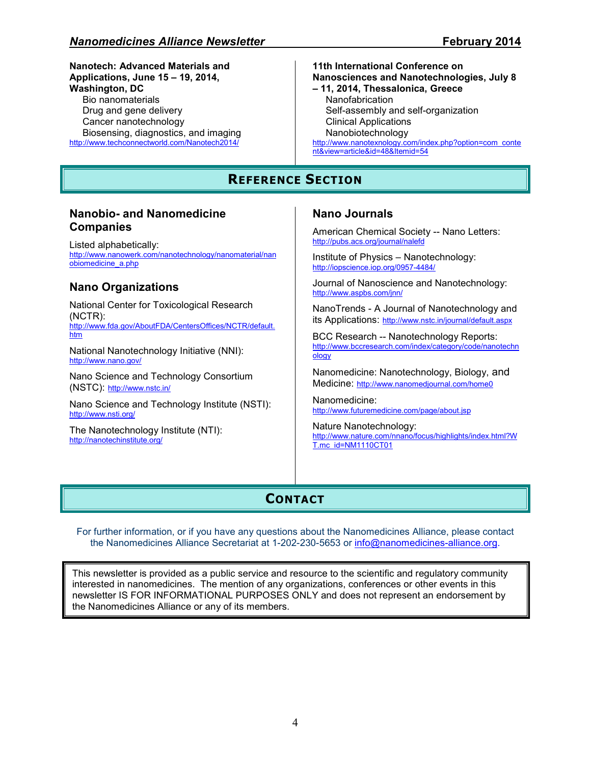**Nanotech: Advanced Materials and Applications, June 15 – 19, 2014, Washington, DC**

- Bio nanomaterials
- Drug and gene delivery
- Cancer nanotechnology
- Biosensing, diagnostics, and imaging

http://www.techconnectworld.com/Nanotech2014/

**11th International Conference on Nanosciences and Nanotechnologies, July 8 – 11, 2014, Thessalonica, Greece**

- Nanofabrication
- Self-assembly and self-organization
- Clinical Applications
- Nanobiotechnology

http://www.nanotexnology.com/index.php?option=com_content&view=article&id=48&Itemid=54

# REFERENCE SECTION

## Nanobio- and Nanomedicine Companies

Listed alphabetically:
http://www.nanowerk.com/nanotechnology/nanomaterial/nanobiomedicine_a.php

## Nano Organizations

National Center for Toxicological Research (NCTR):
http://www.fda.gov/AboutFDA/CentersOffices/NCTR/default.htm

National Nanotechnology Initiative (NNI):
http://www.nano.gov/

Nano Science and Technology Consortium (NSTC): http://www.nstc.in/

Nano Science and Technology Institute (NSTI):
http://www.nsti.org/

The Nanotechnology Institute (NTI):
http://nanotechinstitute.org/

## Nano Journals

American Chemical Society -- Nano Letters:
http://pubs.acs.org/journal/nalefd

Institute of Physics – Nanotechnology:
http://iopscience.iop.org/0957-4484/

Journal of Nanoscience and Nanotechnology:
http://www.aspbs.com/jnn/

NanoTrends - A Journal of Nanotechnology and its Applications: http://www.nstc.in/journal/default.aspx

BCC Research -- Nanotechnology Reports:
http://www.bccresearch.com/index/category/code/nanotechnology

Nanomedicine: Nanotechnology, Biology, and Medicine: http://www.nanomedjournal.com/home0

Nanomedicine:
http://www.futuremedicine.com/page/about.jsp

Nature Nanotechnology:
http://www.nature.com/nnano/focus/highlights/index.html?WT.mc_id=NM1110CT01

# CONTACT

For further information, or if you have any questions about the Nanomedicines Alliance, please contact the Nanomedicines Alliance Secretariat at 1-202-230-5653 or info@nanomedicines-alliance.org.

This newsletter is provided as a public service and resource to the scientific and regulatory community interested in nanomedicines. The mention of any organizations, conferences or other events in this newsletter IS FOR INFORMATIONAL PURPOSES ONLY and does not represent an endorsement by the Nanomedicines Alliance or any of its members.